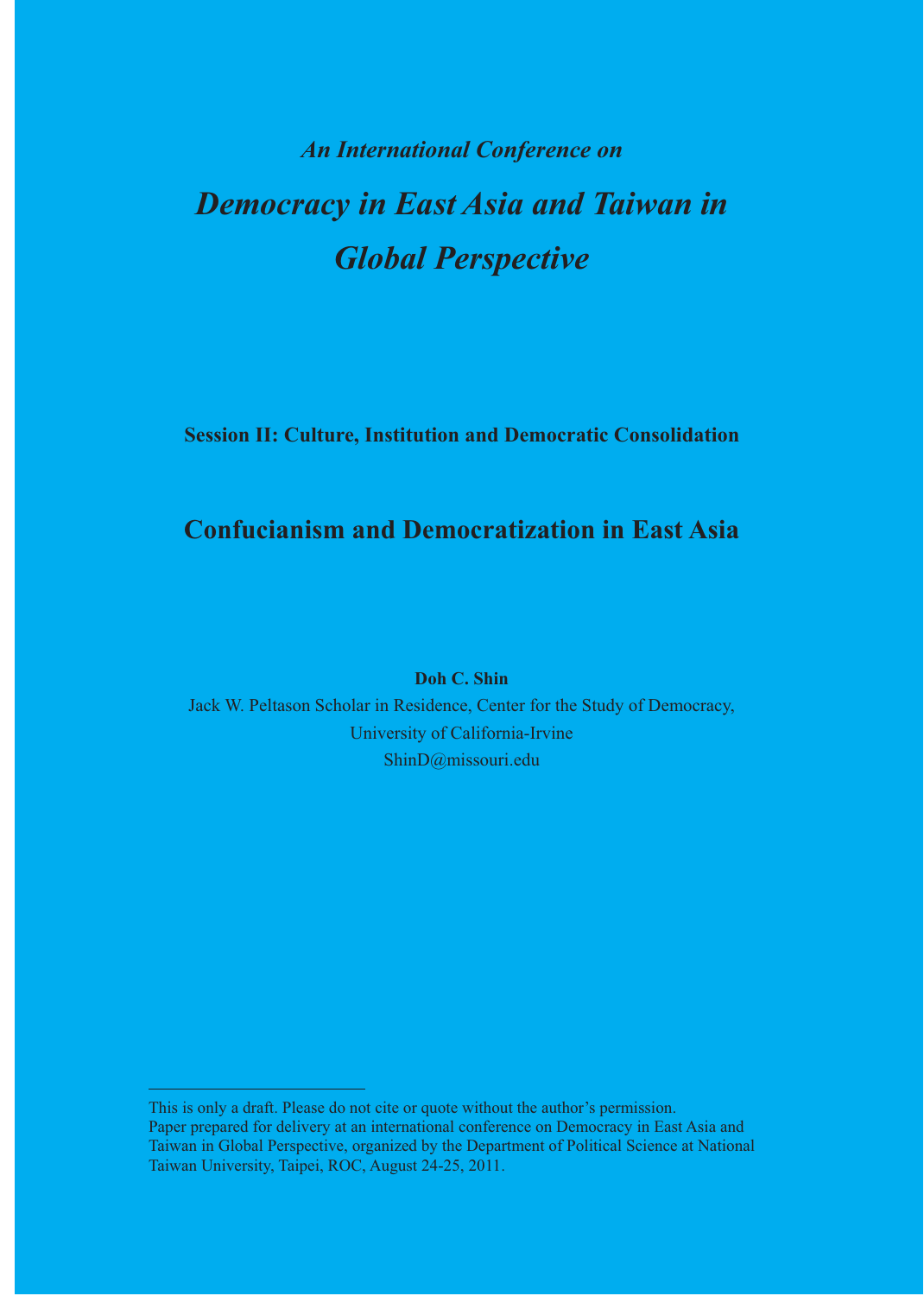*An International Conference on*

# *Democracy in East Asia and Taiwan in Global Perspective*

**Session II: Culture, Institution and Democratic Consolidation**

## Confucianism and Democratization in East Asia

**Doh C. Shin**

Jack W. Peltason Scholar in Residence, Center for the Study of Democracy,
University of California-Irvine
ShinD@missouri.edu

---

This is only a draft. Please do not cite or quote without the author's permission.
Paper prepared for delivery at an international conference on Democracy in East Asia and Taiwan in Global Perspective, organized by the Department of Political Science at National Taiwan University, Taipei, ROC, August 24-25, 2011.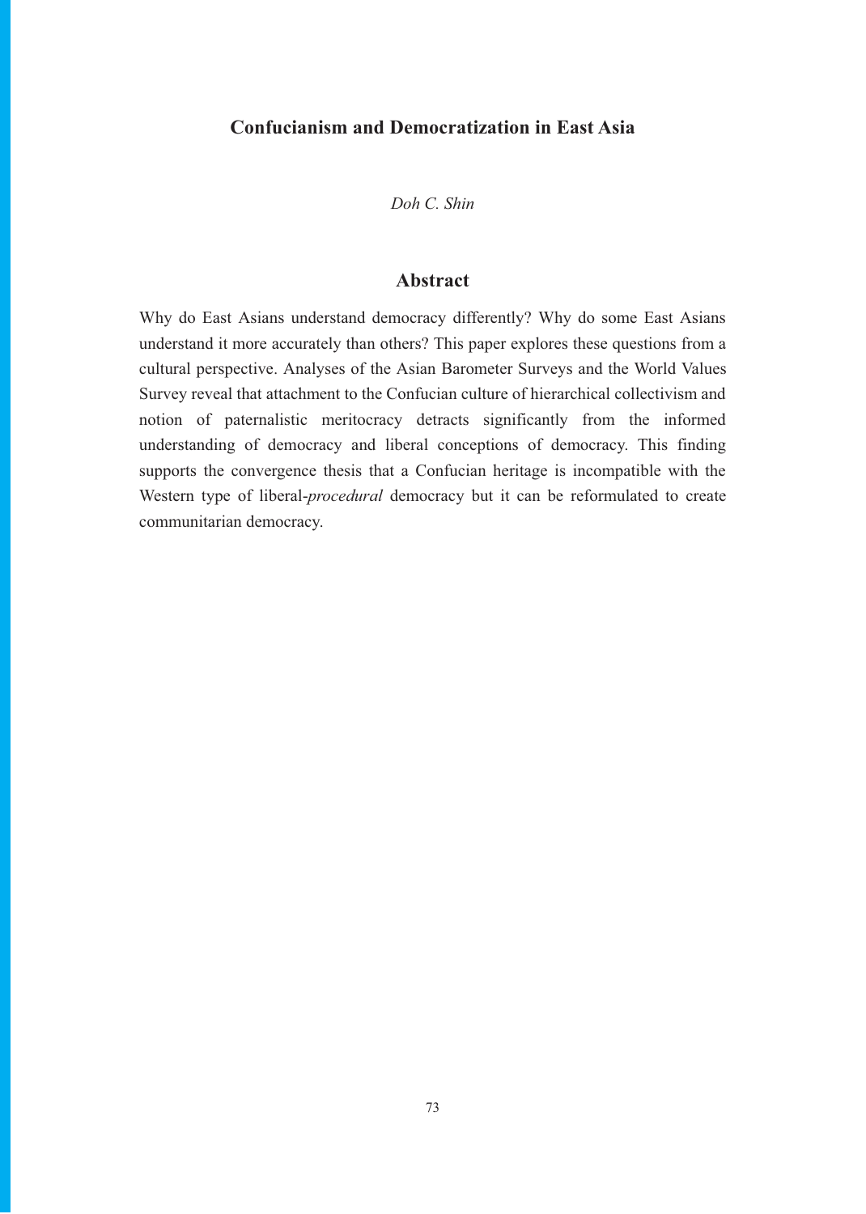# Confucianism and Democratization in East Asia

*Doh C. Shin*

## Abstract

Why do East Asians understand democracy differently? Why do some East Asians understand it more accurately than others? This paper explores these questions from a cultural perspective. Analyses of the Asian Barometer Surveys and the World Values Survey reveal that attachment to the Confucian culture of hierarchical collectivism and notion of paternalistic meritocracy detracts significantly from the informed understanding of democracy and liberal conceptions of democracy. This finding supports the convergence thesis that a Confucian heritage is incompatible with the Western type of liberal-*procedural* democracy but it can be reformulated to create communitarian democracy.